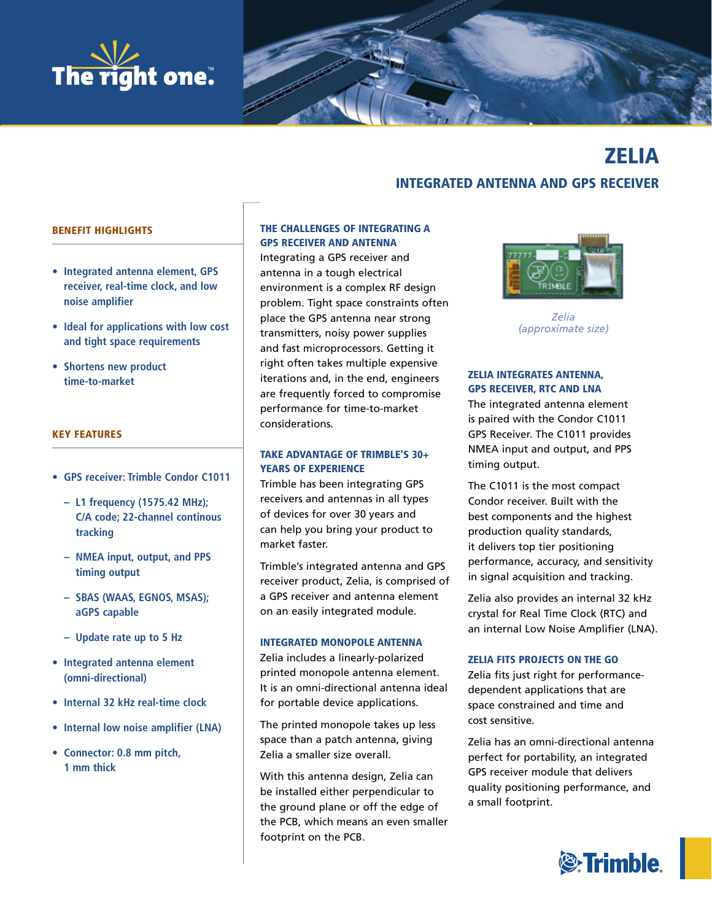The right one.™

# ZELIA

## INTEGRATED ANTENNA AND GPS RECEIVER

### BENEFIT HIGHLIGHTS

- Integrated antenna element, GPS receiver, real-time clock, and low noise amplifier
- Ideal for applications with low cost and tight space requirements
- Shortens new product time-to-market

### KEY FEATURES

- GPS receiver: Trimble Condor C1011
  - L1 frequency (1575.42 MHz); C/A code; 22-channel continous tracking
  - NMEA input, output, and PPS timing output
  - SBAS (WAAS, EGNOS, MSAS); aGPS capable
  - Update rate up to 5 Hz
- Integrated antenna element (omni-directional)
- Internal 32 kHz real-time clock
- Internal low noise amplifier (LNA)
- Connector: 0.8 mm pitch, 1 mm thick

### THE CHALLENGES OF INTEGRATING A GPS RECEIVER AND ANTENNA

Integrating a GPS receiver and antenna in a tough electrical environment is a complex RF design problem. Tight space constraints often place the GPS antenna near strong transmitters, noisy power supplies and fast microprocessors. Getting it right often takes multiple expensive iterations and, in the end, engineers are frequently forced to compromise performance for time-to-market considerations.

### TAKE ADVANTAGE OF TRIMBLE'S 30+ YEARS OF EXPERIENCE

Trimble has been integrating GPS receivers and antennas in all types of devices for over 30 years and can help you bring your product to market faster.

Trimble's integrated antenna and GPS receiver product, Zelia, is comprised of a GPS receiver and antenna element on an easily integrated module.

### INTEGRATED MONOPOLE ANTENNA

Zelia includes a linearly-polarized printed monopole antenna element. It is an omni-directional antenna ideal for portable device applications.

The printed monopole takes up less space than a patch antenna, giving Zelia a smaller size overall.

With this antenna design, Zelia can be installed either perpendicular to the ground plane or off the edge of the PCB, which means an even smaller footprint on the PCB.

*Zelia (approximate size)*

### ZELIA INTEGRATES ANTENNA, GPS RECEIVER, RTC AND LNA

The integrated antenna element is paired with the Condor C1011 GPS Receiver. The C1011 provides NMEA input and output, and PPS timing output.

The C1011 is the most compact Condor receiver. Built with the best components and the highest production quality standards, it delivers top tier positioning performance, accuracy, and sensitivity in signal acquisition and tracking.

Zelia also provides an internal 32 kHz crystal for Real Time Clock (RTC) and an internal Low Noise Amplifier (LNA).

### ZELIA FITS PROJECTS ON THE GO

Zelia fits just right for performance-dependent applications that are space constrained and time and cost sensitive.

Zelia has an omni-directional antenna perfect for portability, an integrated GPS receiver module that delivers quality positioning performance, and a small footprint.

Trimble.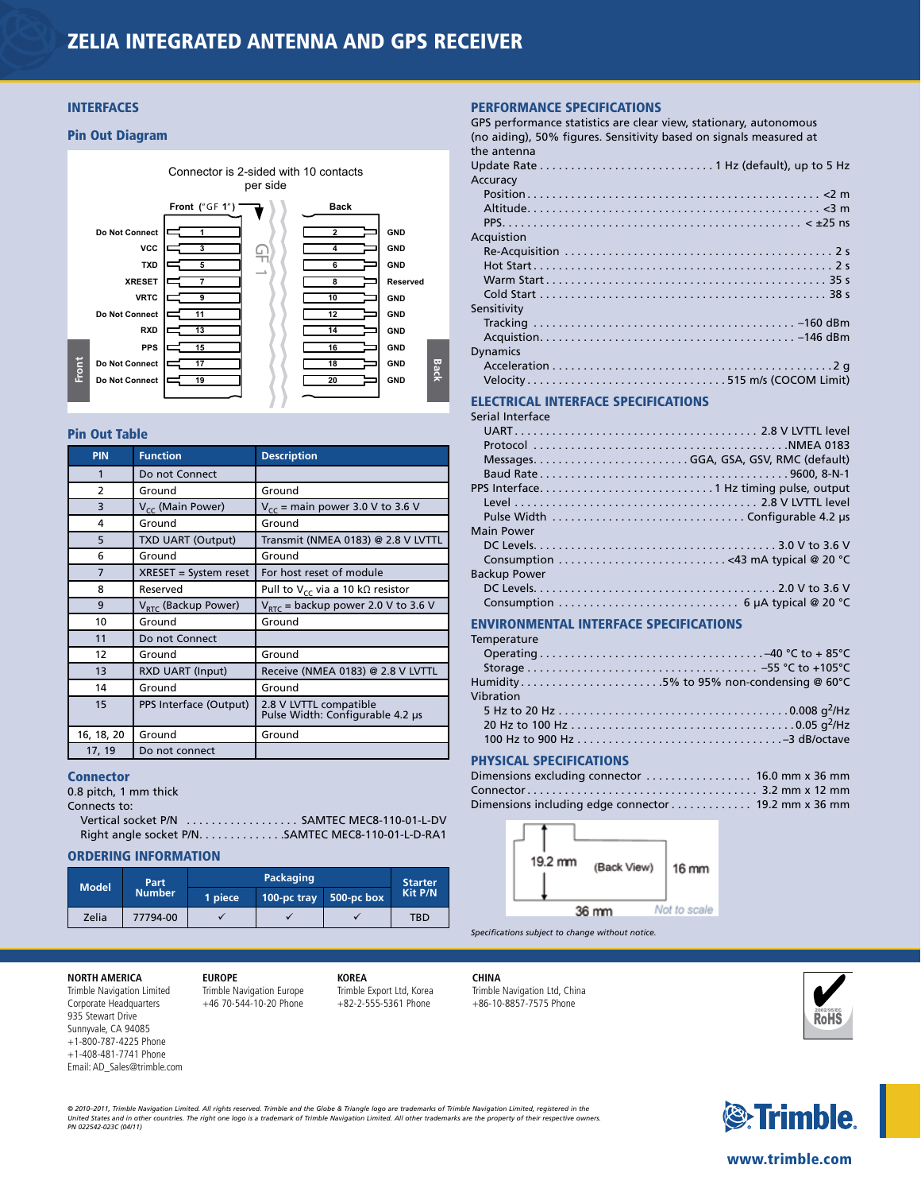# ZELIA INTEGRATED ANTENNA AND GPS RECEIVER

## INTERFACES

### Pin Out Diagram

Connector is 2-sided with 10 contacts per side

Front ("GF 1")

Back

Do Not Connect 1
VCC 3
TXD 5
XRESET 7
VRTC 9
Do Not Connect 11
RXD 13
PPS 15
Do Not Connect 17
Do Not Connect 19

2 GND
4 GND
6 GND
8 Reserved
10 GND
12 GND
14 GND
16 GND
18 GND
20 GND

GF 1

Front

Back

### Pin Out Table

| PIN | Function | Description |
|---|---|---|
| 1 | Do not Connect | |
| 2 | Ground | Ground |
| 3 | $V_{CC}$ (Main Power) | $V_{CC}$ = main power 3.0 V to 3.6 V |
| 4 | Ground | Ground |
| 5 | TXD UART (Output) | Transmit (NMEA 0183) @ 2.8 V LVTTL |
| 6 | Ground | Ground |
| 7 | XRESET = System reset | For host reset of module |
| 8 | Reserved | Pull to $V_{CC}$ via a 10 kΩ resistor |
| 9 | $V_{RTC}$ (Backup Power) | $V_{RTC}$ = backup power 2.0 V to 3.6 V |
| 10 | Ground | Ground |
| 11 | Do not Connect | |
| 12 | Ground | Ground |
| 13 | RXD UART (Input) | Receive (NMEA 0183) @ 2.8 V LVTTL |
| 14 | Ground | Ground |
| 15 | PPS Interface (Output) | 2.8 V LVTTL compatible Pulse Width: Configurable 4.2 μs |
| 16, 18, 20 | Ground | Ground |
| 17, 19 | Do not connect | |

### Connector

0.8 pitch, 1 mm thick

Connects to:

- Vertical socket P/N .................. SAMTEC MEC8-110-01-L-DV
- Right angle socket P/N............. SAMTEC MEC8-110-01-L-D-RA1

## ORDERING INFORMATION

| Model | Part Number | Packaging | | | Starter Kit P/N |
|---|---|---|---|---|---|
| | | 1 piece | 100-pc tray | 500-pc box | |
| Zelia | 77794-00 | ✓ | ✓ | ✓ | TBD |

## PERFORMANCE SPECIFICATIONS

GPS performance statistics are clear view, stationary, autonomous (no aiding), 50% figures. Sensitivity based on signals measured at the antenna

Update Rate ........................... 1 Hz (default), up to 5 Hz

Accuracy

- Position ........................... <2 m
- Altitude ........................... <3 m
- PPS ........................... < ±25 ns

Acquistion

- Re-Acquisition ........................... 2 s
- Hot Start ........................... 2 s
- Warm Start ........................... 35 s
- Cold Start ........................... 38 s

Sensitivity

- Tracking ........................... –160 dBm
- Acquistion ........................... –146 dBm

Dynamics

- Acceleration ........................... 2 g
- Velocity ........................... 515 m/s (COCOM Limit)

## ELECTRICAL INTERFACE SPECIFICATIONS

Serial Interface

- UART ........................... 2.8 V LVTTL level
- Protocol ........................... NMEA 0183
- Messages ........................... GGA, GSA, GSV, RMC (default)
- Baud Rate ........................... 9600, 8-N-1

PPS Interface ........................... 1 Hz timing pulse, output

- Level ........................... 2.8 V LVTTL level
- Pulse Width ........................... Configurable 4.2 μs

Main Power

- DC Levels ........................... 3.0 V to 3.6 V
- Consumption ........................... <43 mA typical @ 20 °C

Backup Power

- DC Levels ........................... 2.0 V to 3.6 V
- Consumption ........................... 6 μA typical @ 20 °C

## ENVIRONMENTAL INTERFACE SPECIFICATIONS

Temperature

- Operating ........................... –40 °C to + 85°C
- Storage ........................... –55 °C to +105°C

Humidity ........................... 5% to 95% non-condensing @ 60°C

Vibration

- 5 Hz to 20 Hz ........................... 0.008 $g^2$/Hz
- 20 Hz to 100 Hz ........................... 0.05 $g^2$/Hz
- 100 Hz to 900 Hz ........................... –3 dB/octave

## PHYSICAL SPECIFICATIONS

Dimensions excluding connector ........................... 16.0 mm x 36 mm

Connector ........................... 3.2 mm x 12 mm

Dimensions including edge connector ........................... 19.2 mm x 36 mm

19.2 mm (Back View) 16 mm

36 mm Not to scale

*Specifications subject to change without notice.*

**NORTH AMERICA**
Trimble Navigation Limited
Corporate Headquarters
935 Stewart Drive
Sunnyvale, CA 94085
+1-800-787-4225 Phone
+1-408-481-7741 Phone
Email: AD_Sales@trimble.com

**EUROPE**
Trimble Navigation Europe
+46 70-544-10-20 Phone

**KOREA**
Trimble Export Ltd, Korea
+82-2-555-5361 Phone

**CHINA**
Trimble Navigation Ltd, China
+86-10-8857-7575 Phone

2002/95/EC RoHS

*© 2010–2011, Trimble Navigation Limited. All rights reserved. Trimble and the Globe & Triangle logo are trademarks of Trimble Navigation Limited, registered in the United States and in other countries. The right one logo is a trademark of Trimble Navigation Limited. All other trademarks are the property of their respective owners. PN 022542-023C (04/11)*

Trimble

www.trimble.com